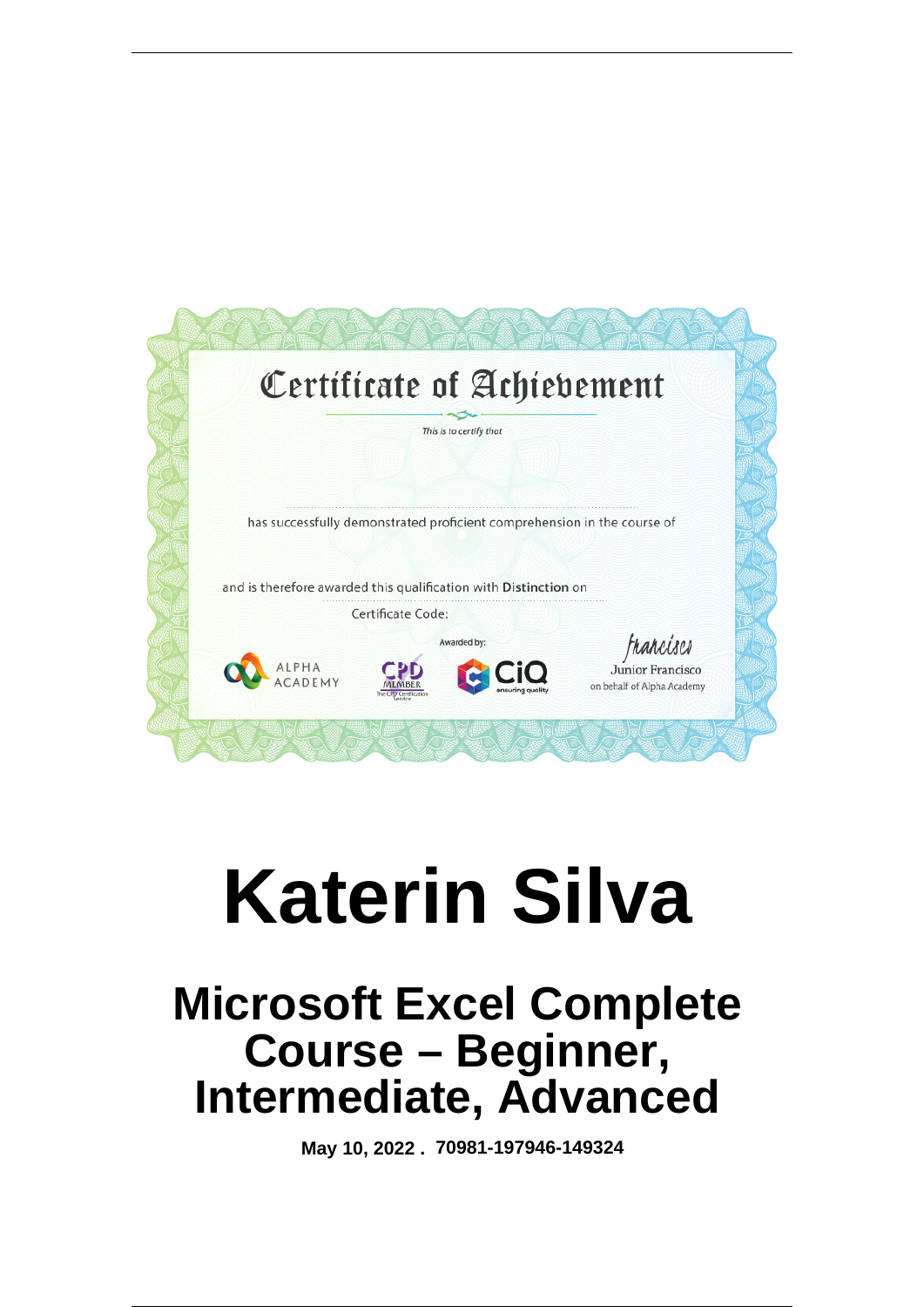# Certificate of Achievement

*This is to certify that*

has successfully demonstrated proficient comprehension in the course of

and is therefore awarded this qualification with **Distinction** on

Certificate Code:

Awarded by:

ALPHA ACADEMY

CPD MEMBER
The CPD Certification Service

CiQ
ensuring quality

Francisco
Junior Francisco
on behalf of Alpha Academy

# Katerin Silva

## Microsoft Excel Complete Course – Beginner, Intermediate, Advanced

**May 10, 2022 . 70981-197946-149324**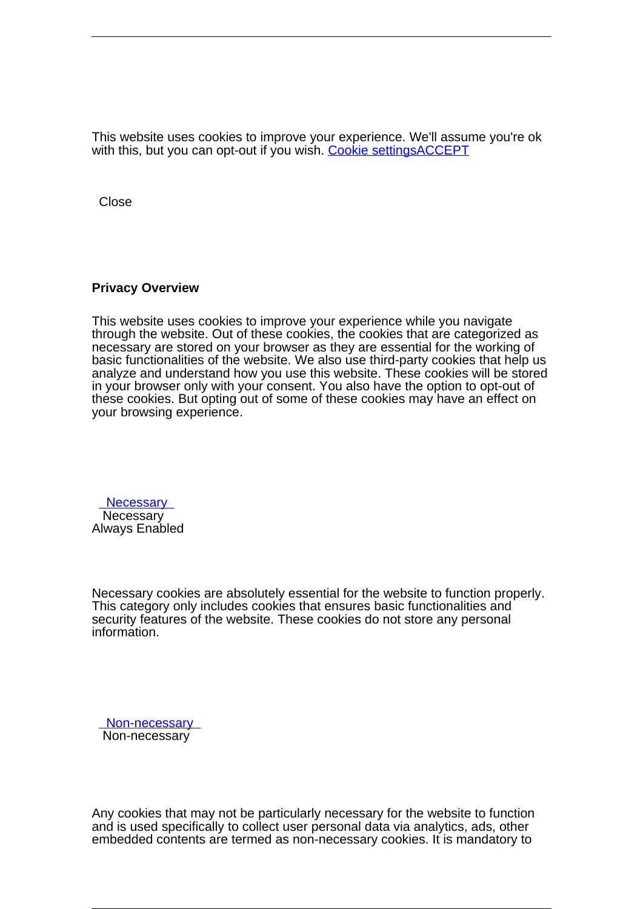This website uses cookies to improve your experience. We'll assume you're ok with this, but you can opt-out if you wish. Cookie settingsACCEPT

Close

**Privacy Overview**

This website uses cookies to improve your experience while you navigate through the website. Out of these cookies, the cookies that are categorized as necessary are stored on your browser as they are essential for the working of basic functionalities of the website. We also use third-party cookies that help us analyze and understand how you use this website. These cookies will be stored in your browser only with your consent. You also have the option to opt-out of these cookies. But opting out of some of these cookies may have an effect on your browsing experience.

Necessary

Necessary

Always Enabled

Necessary cookies are absolutely essential for the website to function properly. This category only includes cookies that ensures basic functionalities and security features of the website. These cookies do not store any personal information.

Non-necessary

Non-necessary

Any cookies that may not be particularly necessary for the website to function and is used specifically to collect user personal data via analytics, ads, other embedded contents are termed as non-necessary cookies. It is mandatory to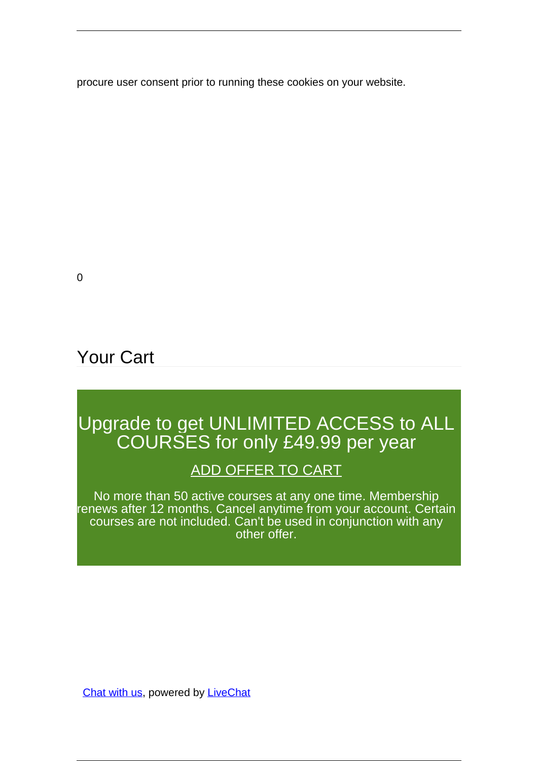procure user consent prior to running these cookies on your website.

0

## Your Cart

Upgrade to get UNLIMITED ACCESS to ALL COURSES for only £49.99 per year

ADD OFFER TO CART

No more than 50 active courses at any one time. Membership renews after 12 months. Cancel anytime from your account. Certain courses are not included. Can't be used in conjunction with any other offer.

Chat with us, powered by LiveChat